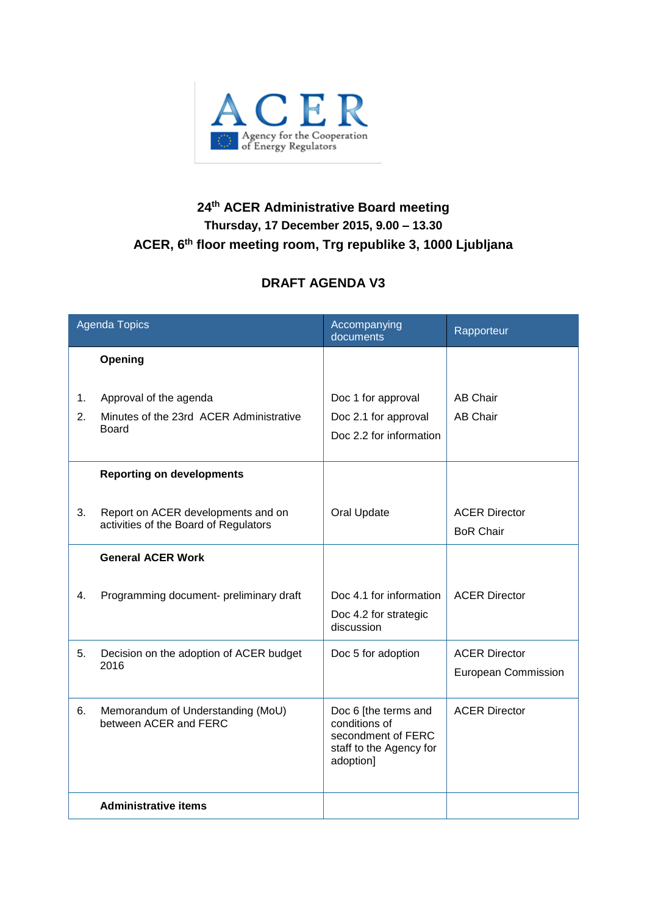ACER

Agency for the Cooperation of Energy Regulators

# 24th ACER Administrative Board meeting

**Thursday, 17 December 2015, 9.00 – 13.30**

**ACER, 6th floor meeting room, Trg republike 3, 1000 Ljubljana**

## DRAFT AGENDA V3

| Agenda Topics | Accompanying documents | Rapporteur |
|---|---|---|
| **Opening** | | |
| 1. Approval of the agenda | Doc 1 for approval | AB Chair |
| 2. Minutes of the 23rd ACER Administrative Board | Doc 2.1 for approval<br>Doc 2.2 for information | AB Chair |
| **Reporting on developments** | | |
| 3. Report on ACER developments and on activities of the Board of Regulators | Oral Update | ACER Director<br>BoR Chair |
| **General ACER Work** | | |
| 4. Programming document- preliminary draft | Doc 4.1 for information<br>Doc 4.2 for strategic discussion | ACER Director |
| 5. Decision on the adoption of ACER budget 2016 | Doc 5 for adoption | ACER Director<br>European Commission |
| 6. Memorandum of Understanding (MoU) between ACER and FERC | Doc 6 [the terms and conditions of secondment of FERC staff to the Agency for adoption] | ACER Director |
| **Administrative items** | | |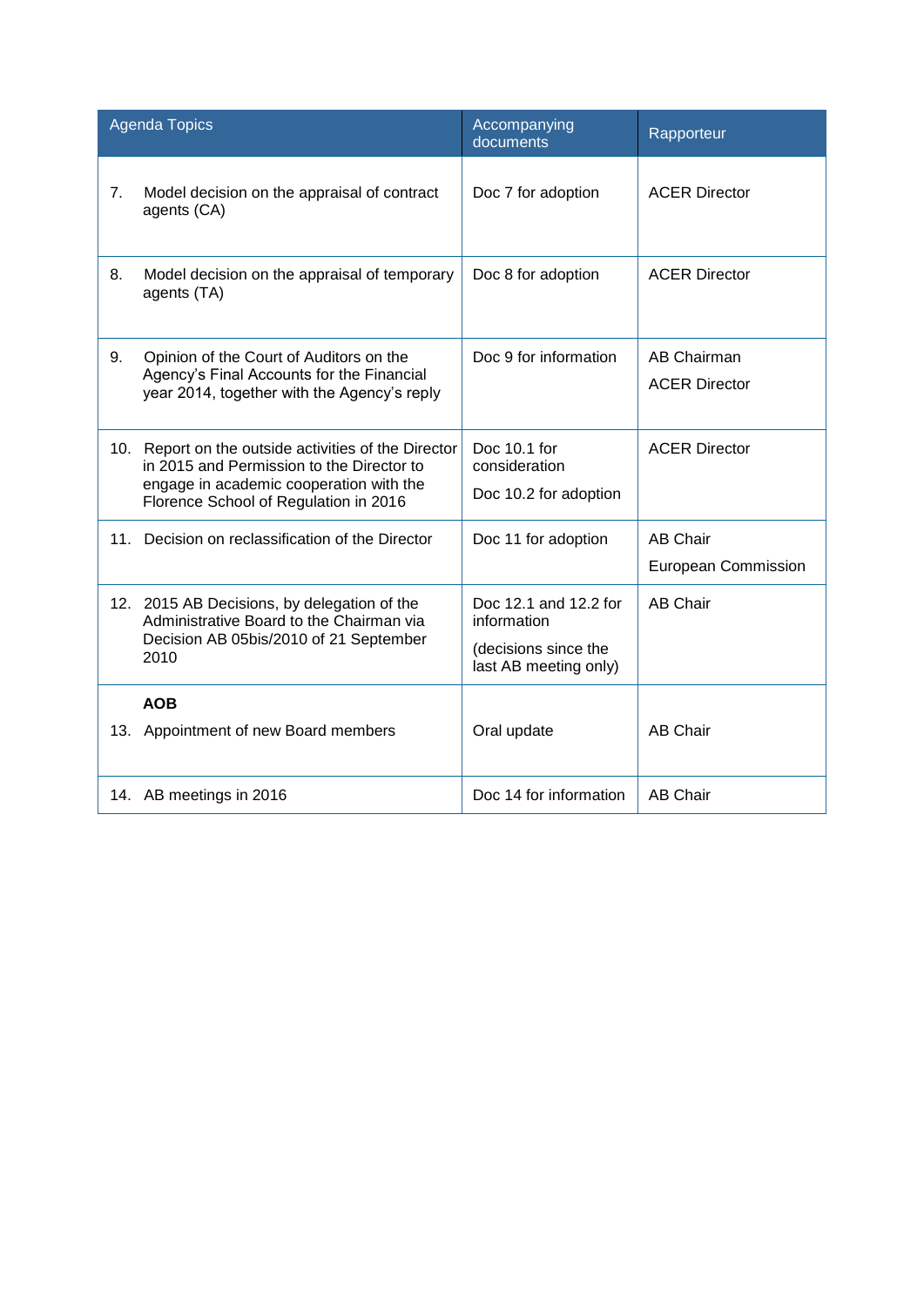| Agenda Topics | Accompanying documents | Rapporteur |
|---|---|---|
| 7. Model decision on the appraisal of contract agents (CA) | Doc 7 for adoption | ACER Director |
| 8. Model decision on the appraisal of temporary agents (TA) | Doc 8 for adoption | ACER Director |
| 9. Opinion of the Court of Auditors on the Agency's Final Accounts for the Financial year 2014, together with the Agency's reply | Doc 9 for information | AB Chairman<br>ACER Director |
| 10. Report on the outside activities of the Director in 2015 and Permission to the Director to engage in academic cooperation with the Florence School of Regulation in 2016 | Doc 10.1 for consideration<br>Doc 10.2 for adoption | ACER Director |
| 11. Decision on reclassification of the Director | Doc 11 for adoption | AB Chair<br>European Commission |
| 12. 2015 AB Decisions, by delegation of the Administrative Board to the Chairman via Decision AB 05bis/2010 of 21 September 2010 | Doc 12.1 and 12.2 for information<br>(decisions since the last AB meeting only) | AB Chair |
| **AOB**<br>13. Appointment of new Board members | Oral update | AB Chair |
| 14. AB meetings in 2016 | Doc 14 for information | AB Chair |